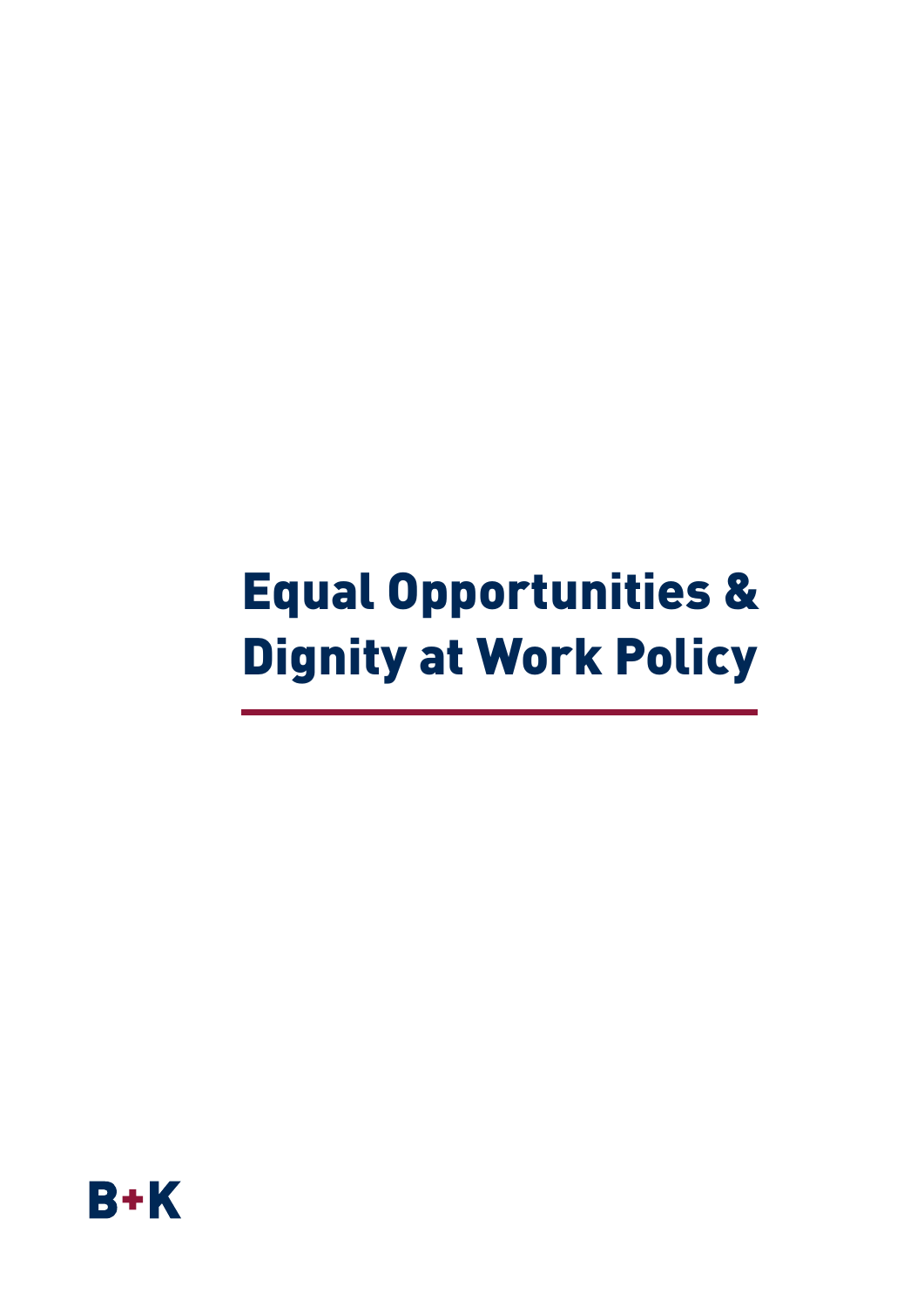# Equal Opportunities & Dignity at Work Policy

B+K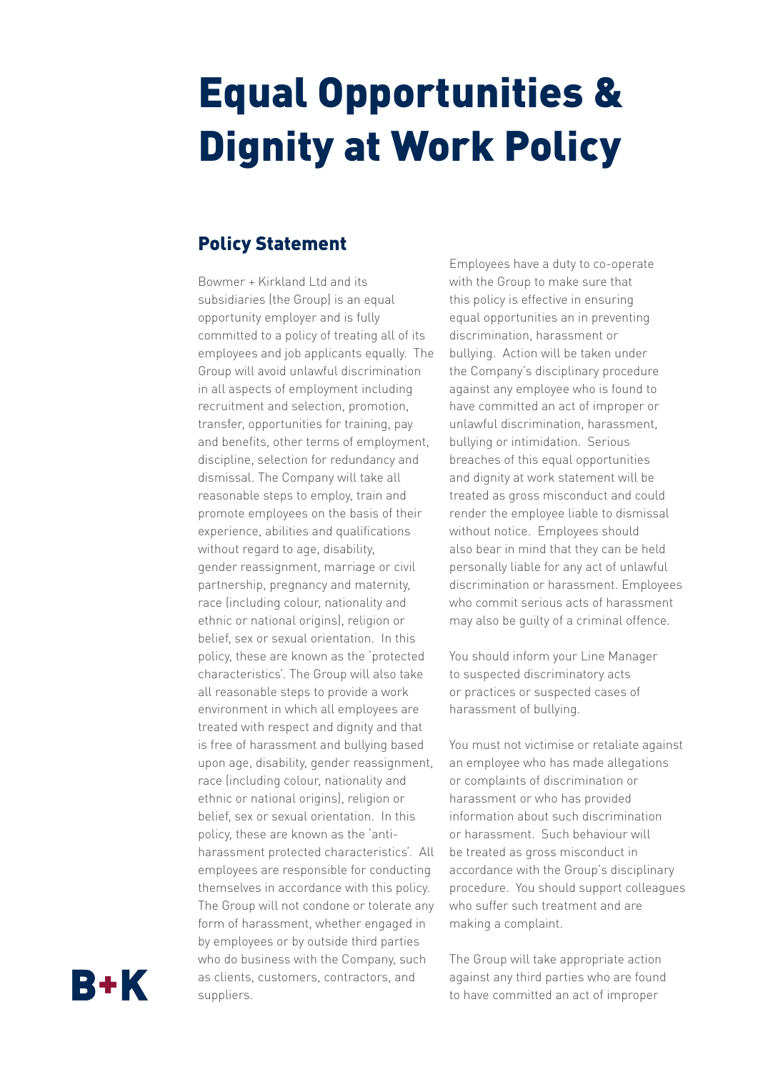# Equal Opportunities & Dignity at Work Policy

## Policy Statement

Bowmer + Kirkland Ltd and its subsidiaries (the Group) is an equal opportunity employer and is fully committed to a policy of treating all of its employees and job applicants equally. The Group will avoid unlawful discrimination in all aspects of employment including recruitment and selection, promotion, transfer, opportunities for training, pay and benefits, other terms of employment, discipline, selection for redundancy and dismissal. The Company will take all reasonable steps to employ, train and promote employees on the basis of their experience, abilities and qualifications without regard to age, disability, gender reassignment, marriage or civil partnership, pregnancy and maternity, race (including colour, nationality and ethnic or national origins), religion or belief, sex or sexual orientation. In this policy, these are known as the 'protected characteristics'. The Group will also take all reasonable steps to provide a work environment in which all employees are treated with respect and dignity and that is free of harassment and bullying based upon age, disability, gender reassignment, race (including colour, nationality and ethnic or national origins), religion or belief, sex or sexual orientation. In this policy, these are known as the 'anti-harassment protected characteristics'. All employees are responsible for conducting themselves in accordance with this policy. The Group will not condone or tolerate any form of harassment, whether engaged in by employees or by outside third parties who do business with the Company, such as clients, customers, contractors, and suppliers.

Employees have a duty to co-operate with the Group to make sure that this policy is effective in ensuring equal opportunities an in preventing discrimination, harassment or bullying. Action will be taken under the Company's disciplinary procedure against any employee who is found to have committed an act of improper or unlawful discrimination, harassment, bullying or intimidation. Serious breaches of this equal opportunities and dignity at work statement will be treated as gross misconduct and could render the employee liable to dismissal without notice. Employees should also bear in mind that they can be held personally liable for any act of unlawful discrimination or harassment. Employees who commit serious acts of harassment may also be guilty of a criminal offence.

You should inform your Line Manager to suspected discriminatory acts or practices or suspected cases of harassment of bullying.

You must not victimise or retaliate against an employee who has made allegations or complaints of discrimination or harassment or who has provided information about such discrimination or harassment. Such behaviour will be treated as gross misconduct in accordance with the Group's disciplinary procedure. You should support colleagues who suffer such treatment and are making a complaint.

The Group will take appropriate action against any third parties who are found to have committed an act of improper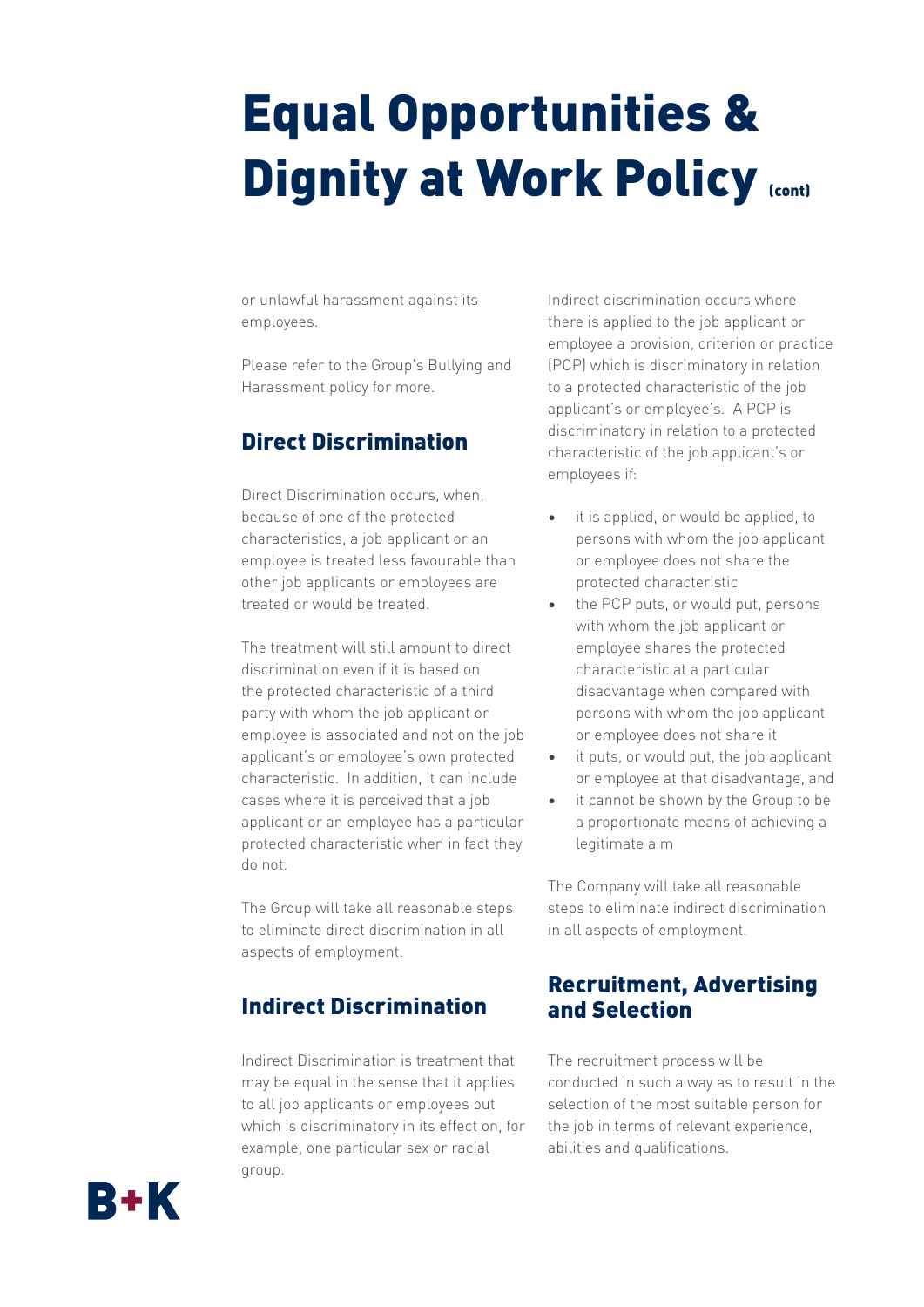# Equal Opportunities & Dignity at Work Policy (cont)

or unlawful harassment against its employees.

Please refer to the Group's Bullying and Harassment policy for more.

## Direct Discrimination

Direct Discrimination occurs, when, because of one of the protected characteristics, a job applicant or an employee is treated less favourable than other job applicants or employees are treated or would be treated.

The treatment will still amount to direct discrimination even if it is based on the protected characteristic of a third party with whom the job applicant or employee is associated and not on the job applicant's or employee's own protected characteristic. In addition, it can include cases where it is perceived that a job applicant or an employee has a particular protected characteristic when in fact they do not.

The Group will take all reasonable steps to eliminate direct discrimination in all aspects of employment.

## Indirect Discrimination

Indirect Discrimination is treatment that may be equal in the sense that it applies to all job applicants or employees but which is discriminatory in its effect on, for example, one particular sex or racial group.

Indirect discrimination occurs where there is applied to the job applicant or employee a provision, criterion or practice (PCP) which is discriminatory in relation to a protected characteristic of the job applicant's or employee's. A PCP is discriminatory in relation to a protected characteristic of the job applicant's or employees if:

- it is applied, or would be applied, to persons with whom the job applicant or employee does not share the protected characteristic
- the PCP puts, or would put, persons with whom the job applicant or employee shares the protected characteristic at a particular disadvantage when compared with persons with whom the job applicant or employee does not share it
- it puts, or would put, the job applicant or employee at that disadvantage, and
- it cannot be shown by the Group to be a proportionate means of achieving a legitimate aim

The Company will take all reasonable steps to eliminate indirect discrimination in all aspects of employment.

## Recruitment, Advertising and Selection

The recruitment process will be conducted in such a way as to result in the selection of the most suitable person for the job in terms of relevant experience, abilities and qualifications.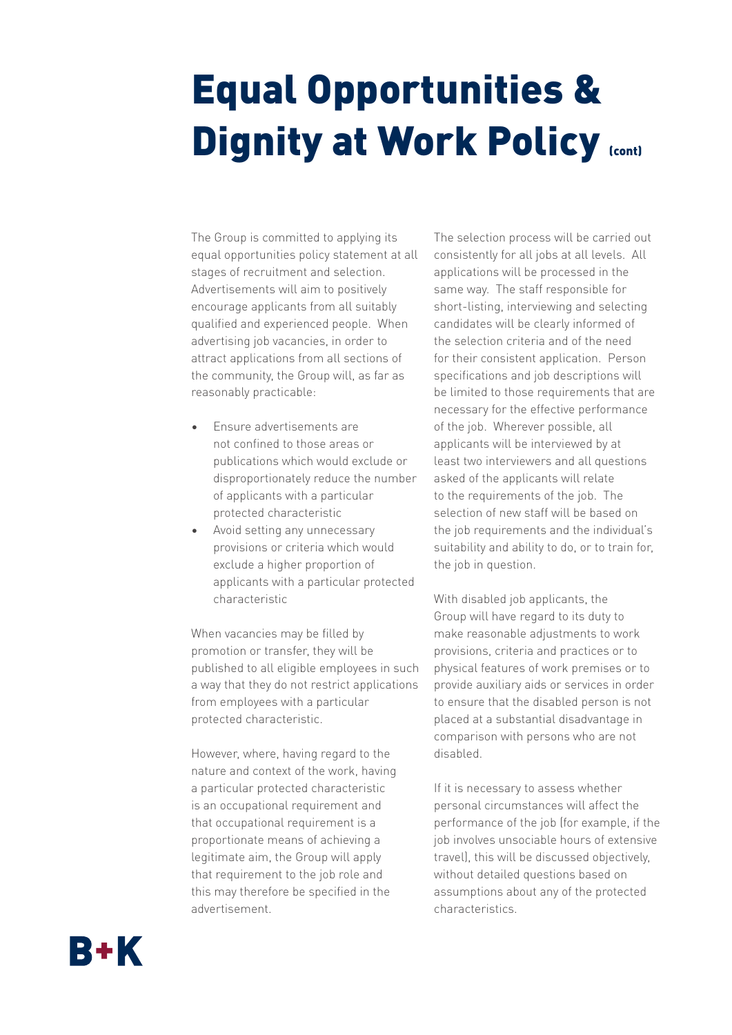# Equal Opportunities & Dignity at Work Policy (cont)

The Group is committed to applying its equal opportunities policy statement at all stages of recruitment and selection. Advertisements will aim to positively encourage applicants from all suitably qualified and experienced people. When advertising job vacancies, in order to attract applications from all sections of the community, the Group will, as far as reasonably practicable:

- Ensure advertisements are not confined to those areas or publications which would exclude or disproportionately reduce the number of applicants with a particular protected characteristic
- Avoid setting any unnecessary provisions or criteria which would exclude a higher proportion of applicants with a particular protected characteristic

When vacancies may be filled by promotion or transfer, they will be published to all eligible employees in such a way that they do not restrict applications from employees with a particular protected characteristic.

However, where, having regard to the nature and context of the work, having a particular protected characteristic is an occupational requirement and that occupational requirement is a proportionate means of achieving a legitimate aim, the Group will apply that requirement to the job role and this may therefore be specified in the advertisement.

The selection process will be carried out consistently for all jobs at all levels. All applications will be processed in the same way. The staff responsible for short-listing, interviewing and selecting candidates will be clearly informed of the selection criteria and of the need for their consistent application. Person specifications and job descriptions will be limited to those requirements that are necessary for the effective performance of the job. Wherever possible, all applicants will be interviewed by at least two interviewers and all questions asked of the applicants will relate to the requirements of the job. The selection of new staff will be based on the job requirements and the individual's suitability and ability to do, or to train for, the job in question.

With disabled job applicants, the Group will have regard to its duty to make reasonable adjustments to work provisions, criteria and practices or to physical features of work premises or to provide auxiliary aids or services in order to ensure that the disabled person is not placed at a substantial disadvantage in comparison with persons who are not disabled.

If it is necessary to assess whether personal circumstances will affect the performance of the job (for example, if the job involves unsociable hours of extensive travel), this will be discussed objectively, without detailed questions based on assumptions about any of the protected characteristics.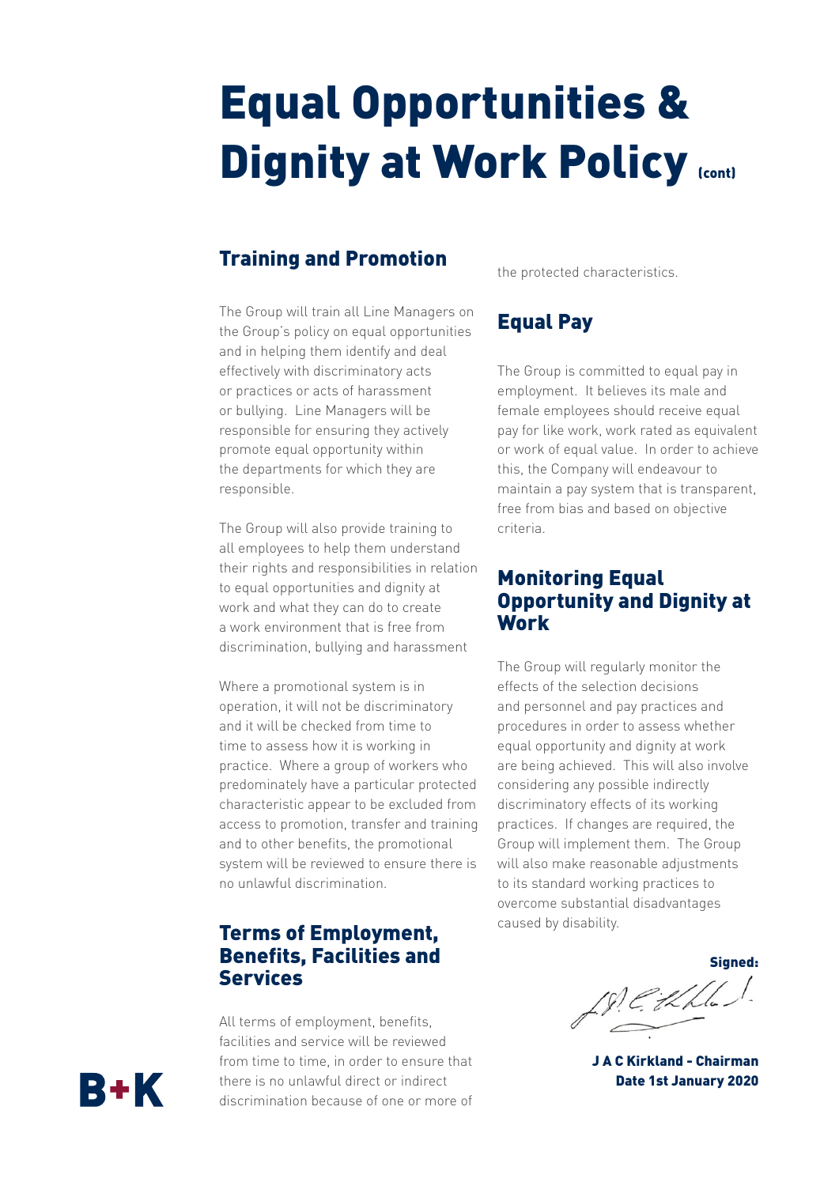# Equal Opportunities & Dignity at Work Policy (cont)

## Training and Promotion

The Group will train all Line Managers on the Group's policy on equal opportunities and in helping them identify and deal effectively with discriminatory acts or practices or acts of harassment or bullying. Line Managers will be responsible for ensuring they actively promote equal opportunity within the departments for which they are responsible.

The Group will also provide training to all employees to help them understand their rights and responsibilities in relation to equal opportunities and dignity at work and what they can do to create a work environment that is free from discrimination, bullying and harassment

Where a promotional system is in operation, it will not be discriminatory and it will be checked from time to time to assess how it is working in practice. Where a group of workers who predominately have a particular protected characteristic appear to be excluded from access to promotion, transfer and training and to other benefits, the promotional system will be reviewed to ensure there is no unlawful discrimination.

## Terms of Employment, Benefits, Facilities and Services

All terms of employment, benefits, facilities and service will be reviewed from time to time, in order to ensure that there is no unlawful direct or indirect discrimination because of one or more of the protected characteristics.

## Equal Pay

The Group is committed to equal pay in employment. It believes its male and female employees should receive equal pay for like work, work rated as equivalent or work of equal value. In order to achieve this, the Company will endeavour to maintain a pay system that is transparent, free from bias and based on objective criteria.

## Monitoring Equal Opportunity and Dignity at Work

The Group will regularly monitor the effects of the selection decisions and personnel and pay practices and procedures in order to assess whether equal opportunity and dignity at work are being achieved. This will also involve considering any possible indirectly discriminatory effects of its working practices. If changes are required, the Group will implement them. The Group will also make reasonable adjustments to its standard working practices to overcome substantial disadvantages caused by disability.

**Signed:**

**J A C Kirkland - Chairman**
**Date 1st January 2020**

B+K